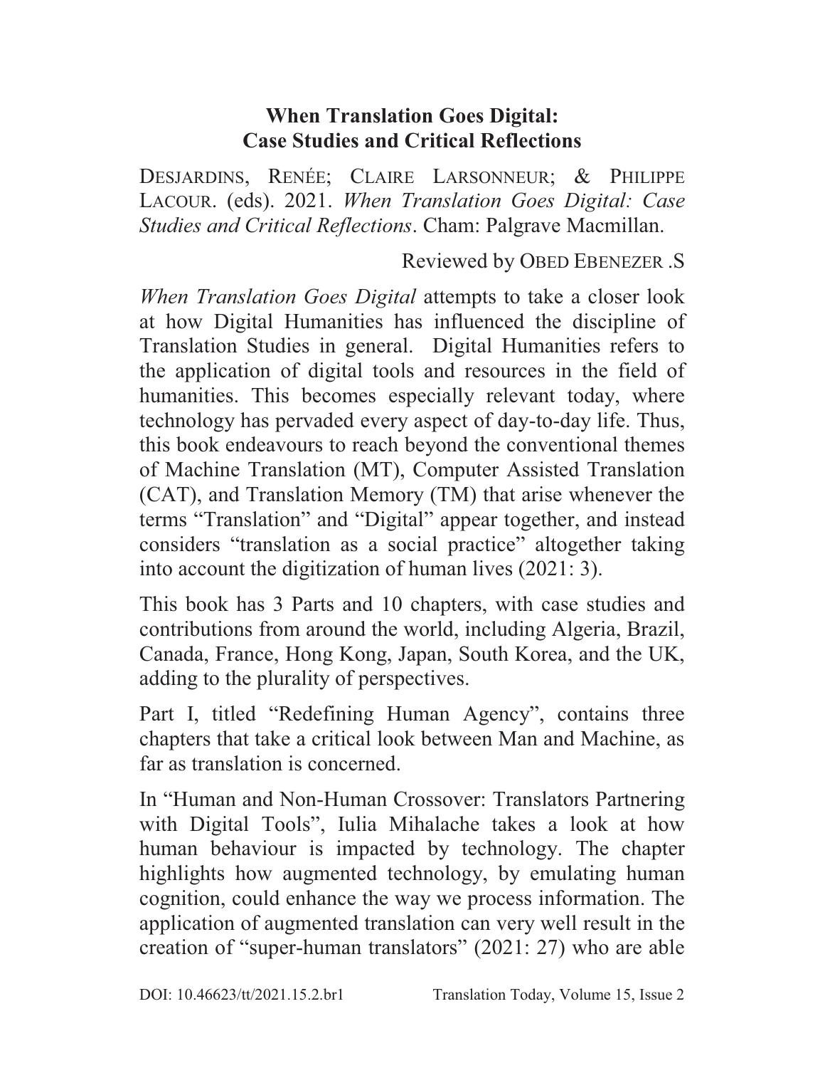# When Translation Goes Digital: Case Studies and Critical Reflections

DESJARDINS, RENÉE; CLAIRE LARSONNEUR; & PHILIPPE LACOUR. (eds). 2021. *When Translation Goes Digital: Case Studies and Critical Reflections*. Cham: Palgrave Macmillan.

Reviewed by OBED EBENEZER .S

*When Translation Goes Digital* attempts to take a closer look at how Digital Humanities has influenced the discipline of Translation Studies in general. Digital Humanities refers to the application of digital tools and resources in the field of humanities. This becomes especially relevant today, where technology has pervaded every aspect of day-to-day life. Thus, this book endeavours to reach beyond the conventional themes of Machine Translation (MT), Computer Assisted Translation (CAT), and Translation Memory (TM) that arise whenever the terms "Translation" and "Digital" appear together, and instead considers "translation as a social practice" altogether taking into account the digitization of human lives (2021: 3).

This book has 3 Parts and 10 chapters, with case studies and contributions from around the world, including Algeria, Brazil, Canada, France, Hong Kong, Japan, South Korea, and the UK, adding to the plurality of perspectives.

Part I, titled "Redefining Human Agency", contains three chapters that take a critical look between Man and Machine, as far as translation is concerned.

In "Human and Non-Human Crossover: Translators Partnering with Digital Tools", Iulia Mihalache takes a look at how human behaviour is impacted by technology. The chapter highlights how augmented technology, by emulating human cognition, could enhance the way we process information. The application of augmented translation can very well result in the creation of "super-human translators" (2021: 27) who are able

DOI: 10.46623/tt/2021.15.2.br1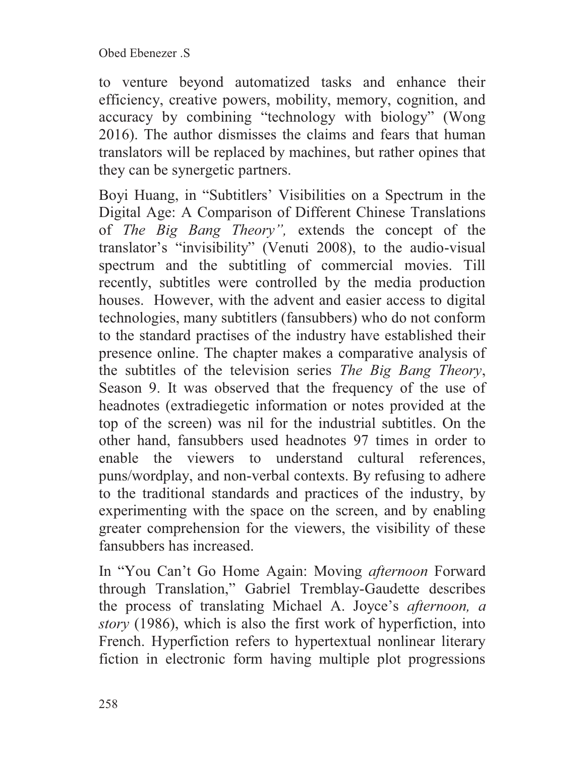to venture beyond automatized tasks and enhance their efficiency, creative powers, mobility, memory, cognition, and accuracy by combining "technology with biology" (Wong 2016). The author dismisses the claims and fears that human translators will be replaced by machines, but rather opines that they can be synergetic partners.

Boyi Huang, in "Subtitlers' Visibilities on a Spectrum in the Digital Age: A Comparison of Different Chinese Translations of *The Big Bang Theory",* extends the concept of the translator's "invisibility" (Venuti 2008), to the audio-visual spectrum and the subtitling of commercial movies. Till recently, subtitles were controlled by the media production houses. However, with the advent and easier access to digital technologies, many subtitlers (fansubbers) who do not conform to the standard practises of the industry have established their presence online. The chapter makes a comparative analysis of the subtitles of the television series *The Big Bang Theory*, Season 9. It was observed that the frequency of the use of headnotes (extradiegetic information or notes provided at the top of the screen) was nil for the industrial subtitles. On the other hand, fansubbers used headnotes 97 times in order to enable the viewers to understand cultural references, puns/wordplay, and non-verbal contexts. By refusing to adhere to the traditional standards and practices of the industry, by experimenting with the space on the screen, and by enabling greater comprehension for the viewers, the visibility of these fansubbers has increased.

In "You Can't Go Home Again: Moving *afternoon* Forward through Translation," Gabriel Tremblay-Gaudette describes the process of translating Michael A. Joyce's *afternoon, a story* (1986), which is also the first work of hyperfiction, into French. Hyperfiction refers to hypertextual nonlinear literary fiction in electronic form having multiple plot progressions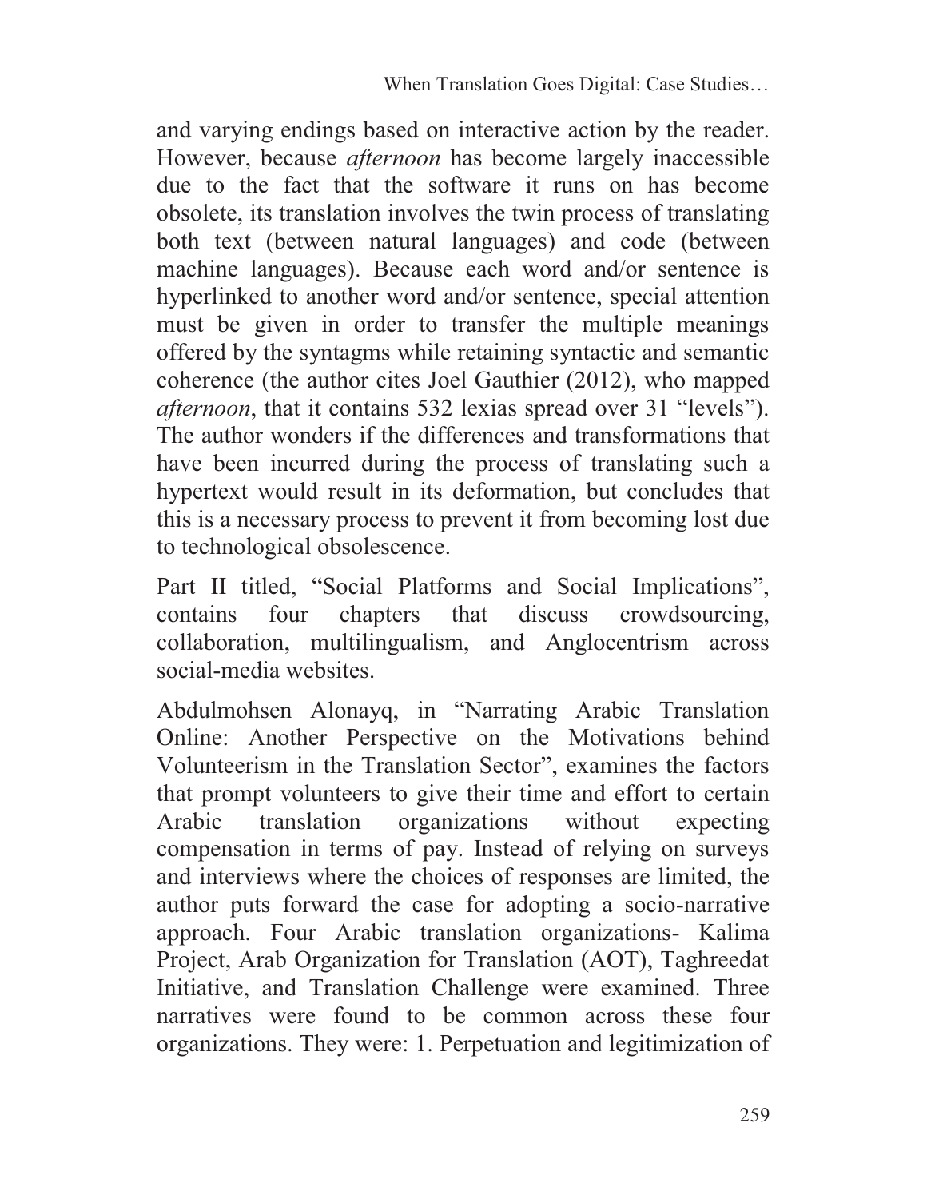and varying endings based on interactive action by the reader. However, because *afternoon* has become largely inaccessible due to the fact that the software it runs on has become obsolete, its translation involves the twin process of translating both text (between natural languages) and code (between machine languages). Because each word and/or sentence is hyperlinked to another word and/or sentence, special attention must be given in order to transfer the multiple meanings offered by the syntagms while retaining syntactic and semantic coherence (the author cites Joel Gauthier (2012), who mapped *afternoon*, that it contains 532 lexias spread over 31 "levels"). The author wonders if the differences and transformations that have been incurred during the process of translating such a hypertext would result in its deformation, but concludes that this is a necessary process to prevent it from becoming lost due to technological obsolescence.

Part II titled, "Social Platforms and Social Implications", contains four chapters that discuss crowdsourcing, collaboration, multilingualism, and Anglocentrism across social-media websites.

Abdulmohsen Alonayq, in "Narrating Arabic Translation Online: Another Perspective on the Motivations behind Volunteerism in the Translation Sector", examines the factors that prompt volunteers to give their time and effort to certain Arabic translation organizations without expecting compensation in terms of pay. Instead of relying on surveys and interviews where the choices of responses are limited, the author puts forward the case for adopting a socio-narrative approach. Four Arabic translation organizations- Kalima Project, Arab Organization for Translation (AOT), Taghreedat Initiative, and Translation Challenge were examined. Three narratives were found to be common across these four organizations. They were: 1. Perpetuation and legitimization of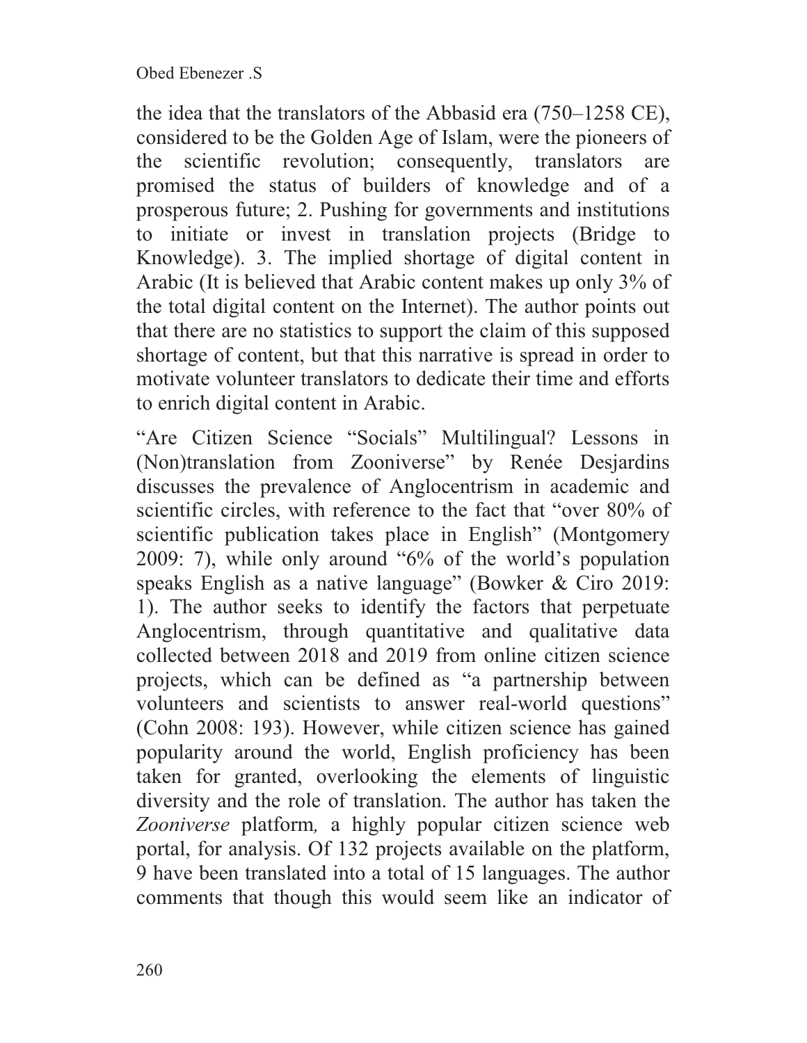the idea that the translators of the Abbasid era (750–1258 CE), considered to be the Golden Age of Islam, were the pioneers of the scientific revolution; consequently, translators are promised the status of builders of knowledge and of a prosperous future; 2. Pushing for governments and institutions to initiate or invest in translation projects (Bridge to Knowledge). 3. The implied shortage of digital content in Arabic (It is believed that Arabic content makes up only 3% of the total digital content on the Internet). The author points out that there are no statistics to support the claim of this supposed shortage of content, but that this narrative is spread in order to motivate volunteer translators to dedicate their time and efforts to enrich digital content in Arabic.

"Are Citizen Science "Socials" Multilingual? Lessons in (Non)translation from Zooniverse" by Renée Desjardins discusses the prevalence of Anglocentrism in academic and scientific circles, with reference to the fact that "over 80% of scientific publication takes place in English" (Montgomery 2009: 7), while only around "6% of the world's population speaks English as a native language" (Bowker & Ciro 2019: 1). The author seeks to identify the factors that perpetuate Anglocentrism, through quantitative and qualitative data collected between 2018 and 2019 from online citizen science projects, which can be defined as "a partnership between volunteers and scientists to answer real-world questions" (Cohn 2008: 193). However, while citizen science has gained popularity around the world, English proficiency has been taken for granted, overlooking the elements of linguistic diversity and the role of translation. The author has taken the *Zooniverse* platform, a highly popular citizen science web portal, for analysis. Of 132 projects available on the platform, 9 have been translated into a total of 15 languages. The author comments that though this would seem like an indicator of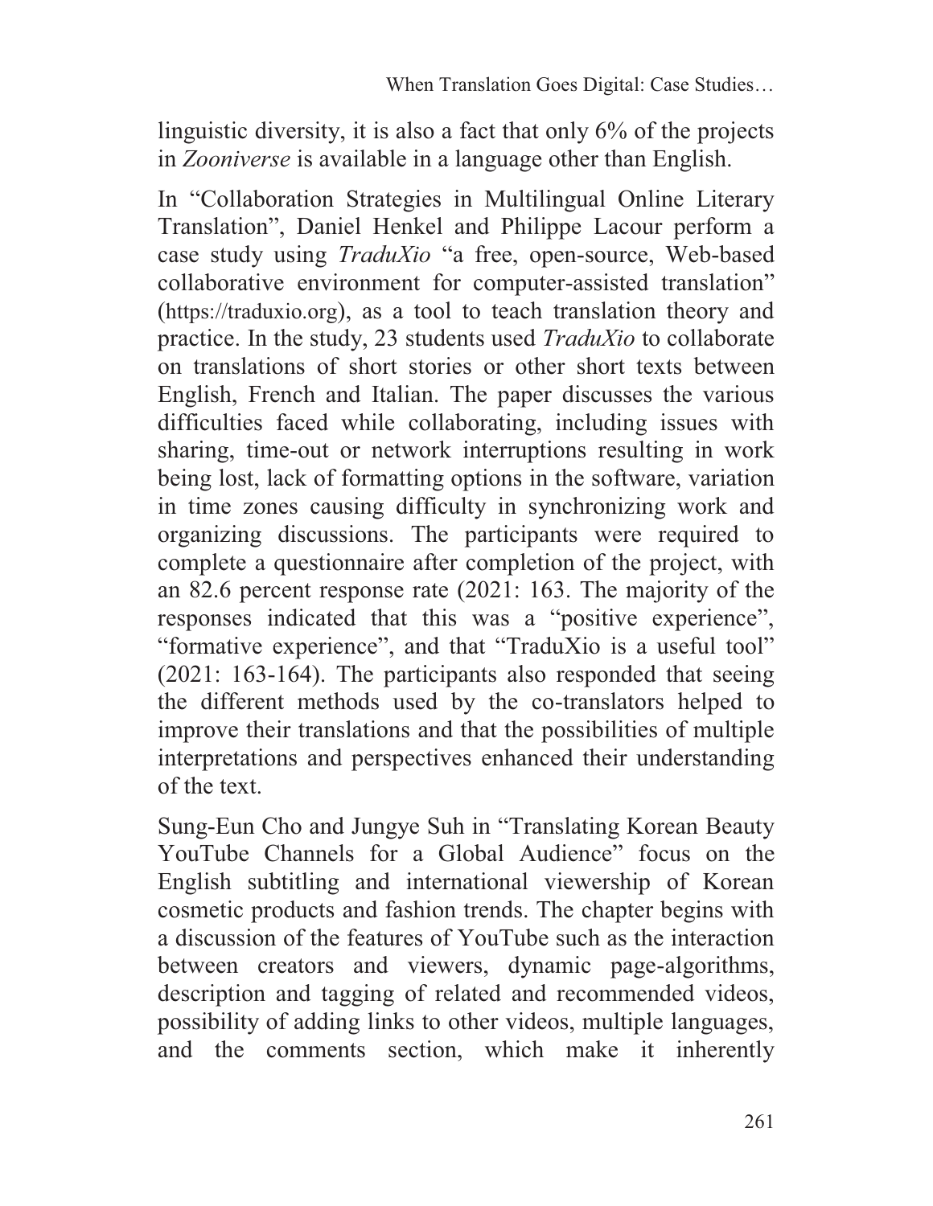linguistic diversity, it is also a fact that only 6% of the projects in *Zooniverse* is available in a language other than English.

In "Collaboration Strategies in Multilingual Online Literary Translation", Daniel Henkel and Philippe Lacour perform a case study using *TraduXio* "a free, open-source, Web-based collaborative environment for computer-assisted translation" (https://traduxio.org), as a tool to teach translation theory and practice. In the study, 23 students used *TraduXio* to collaborate on translations of short stories or other short texts between English, French and Italian. The paper discusses the various difficulties faced while collaborating, including issues with sharing, time-out or network interruptions resulting in work being lost, lack of formatting options in the software, variation in time zones causing difficulty in synchronizing work and organizing discussions. The participants were required to complete a questionnaire after completion of the project, with an 82.6 percent response rate (2021: 163. The majority of the responses indicated that this was a "positive experience", "formative experience", and that "TraduXio is a useful tool" (2021: 163-164). The participants also responded that seeing the different methods used by the co-translators helped to improve their translations and that the possibilities of multiple interpretations and perspectives enhanced their understanding of the text.

Sung-Eun Cho and Jungye Suh in "Translating Korean Beauty YouTube Channels for a Global Audience" focus on the English subtitling and international viewership of Korean cosmetic products and fashion trends. The chapter begins with a discussion of the features of YouTube such as the interaction between creators and viewers, dynamic page-algorithms, description and tagging of related and recommended videos, possibility of adding links to other videos, multiple languages, and the comments section, which make it inherently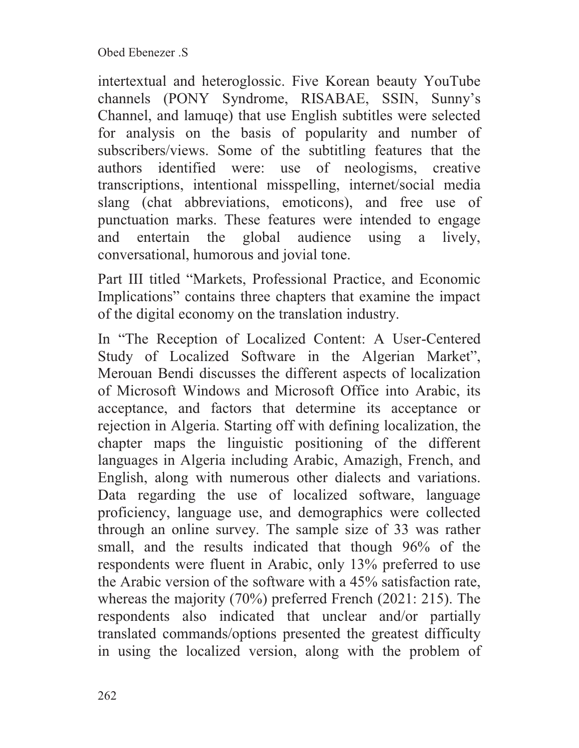intertextual and heteroglossic. Five Korean beauty YouTube channels (PONY Syndrome, RISABAE, SSIN, Sunny's Channel, and lamuqe) that use English subtitles were selected for analysis on the basis of popularity and number of subscribers/views. Some of the subtitling features that the authors identified were: use of neologisms, creative transcriptions, intentional misspelling, internet/social media slang (chat abbreviations, emoticons), and free use of punctuation marks. These features were intended to engage and entertain the global audience using a lively, conversational, humorous and jovial tone.

Part III titled "Markets, Professional Practice, and Economic Implications" contains three chapters that examine the impact of the digital economy on the translation industry.

In "The Reception of Localized Content: A User-Centered Study of Localized Software in the Algerian Market", Merouan Bendi discusses the different aspects of localization of Microsoft Windows and Microsoft Office into Arabic, its acceptance, and factors that determine its acceptance or rejection in Algeria. Starting off with defining localization, the chapter maps the linguistic positioning of the different languages in Algeria including Arabic, Amazigh, French, and English, along with numerous other dialects and variations. Data regarding the use of localized software, language proficiency, language use, and demographics were collected through an online survey. The sample size of 33 was rather small, and the results indicated that though 96% of the respondents were fluent in Arabic, only 13% preferred to use the Arabic version of the software with a 45% satisfaction rate, whereas the majority (70%) preferred French (2021: 215). The respondents also indicated that unclear and/or partially translated commands/options presented the greatest difficulty in using the localized version, along with the problem of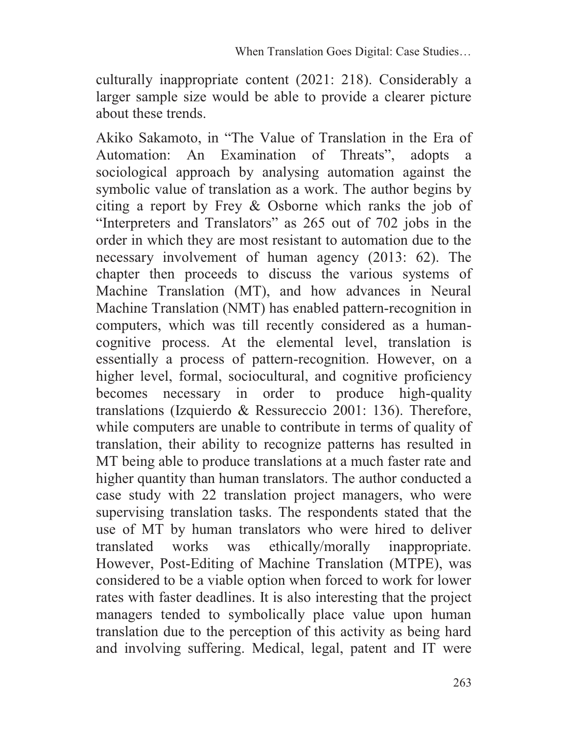culturally inappropriate content (2021: 218). Considerably a larger sample size would be able to provide a clearer picture about these trends.

Akiko Sakamoto, in “The Value of Translation in the Era of Automation: An Examination of Threats”, adopts a sociological approach by analysing automation against the symbolic value of translation as a work. The author begins by citing a report by Frey & Osborne which ranks the job of “Interpreters and Translators” as 265 out of 702 jobs in the order in which they are most resistant to automation due to the necessary involvement of human agency (2013: 62). The chapter then proceeds to discuss the various systems of Machine Translation (MT), and how advances in Neural Machine Translation (NMT) has enabled pattern-recognition in computers, which was till recently considered as a human-cognitive process. At the elemental level, translation is essentially a process of pattern-recognition. However, on a higher level, formal, sociocultural, and cognitive proficiency becomes necessary in order to produce high-quality translations (Izquierdo & Ressureccio 2001: 136). Therefore, while computers are unable to contribute in terms of quality of translation, their ability to recognize patterns has resulted in MT being able to produce translations at a much faster rate and higher quantity than human translators. The author conducted a case study with 22 translation project managers, who were supervising translation tasks. The respondents stated that the use of MT by human translators who were hired to deliver translated works was ethically/morally inappropriate. However, Post-Editing of Machine Translation (MTPE), was considered to be a viable option when forced to work for lower rates with faster deadlines. It is also interesting that the project managers tended to symbolically place value upon human translation due to the perception of this activity as being hard and involving suffering. Medical, legal, patent and IT were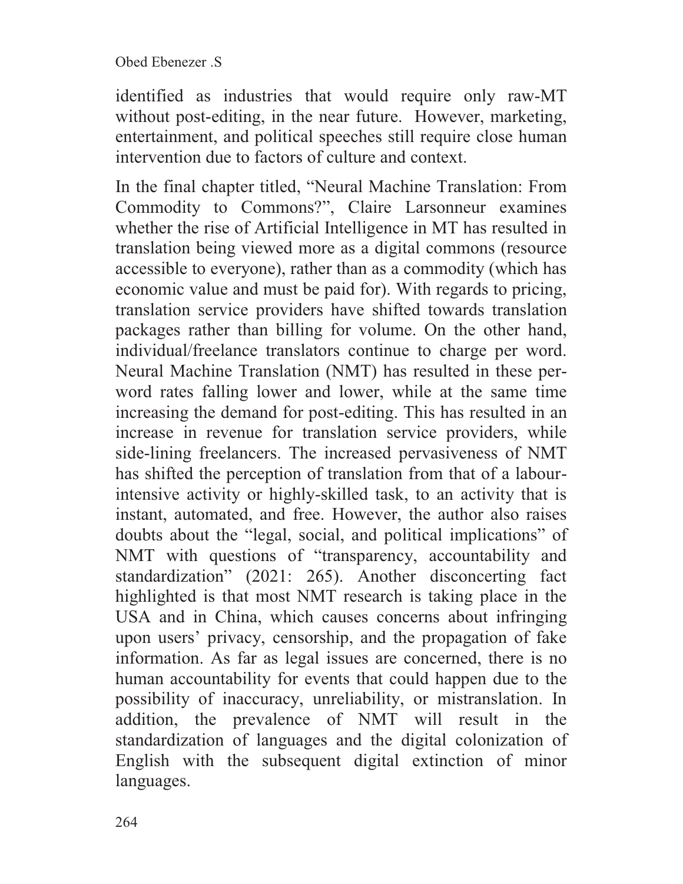identified as industries that would require only raw-MT without post-editing, in the near future. However, marketing, entertainment, and political speeches still require close human intervention due to factors of culture and context.

In the final chapter titled, "Neural Machine Translation: From Commodity to Commons?", Claire Larsonneur examines whether the rise of Artificial Intelligence in MT has resulted in translation being viewed more as a digital commons (resource accessible to everyone), rather than as a commodity (which has economic value and must be paid for). With regards to pricing, translation service providers have shifted towards translation packages rather than billing for volume. On the other hand, individual/freelance translators continue to charge per word. Neural Machine Translation (NMT) has resulted in these per-word rates falling lower and lower, while at the same time increasing the demand for post-editing. This has resulted in an increase in revenue for translation service providers, while side-lining freelancers. The increased pervasiveness of NMT has shifted the perception of translation from that of a labour-intensive activity or highly-skilled task, to an activity that is instant, automated, and free. However, the author also raises doubts about the "legal, social, and political implications" of NMT with questions of "transparency, accountability and standardization" (2021: 265). Another disconcerting fact highlighted is that most NMT research is taking place in the USA and in China, which causes concerns about infringing upon users' privacy, censorship, and the propagation of fake information. As far as legal issues are concerned, there is no human accountability for events that could happen due to the possibility of inaccuracy, unreliability, or mistranslation. In addition, the prevalence of NMT will result in the standardization of languages and the digital colonization of English with the subsequent digital extinction of minor languages.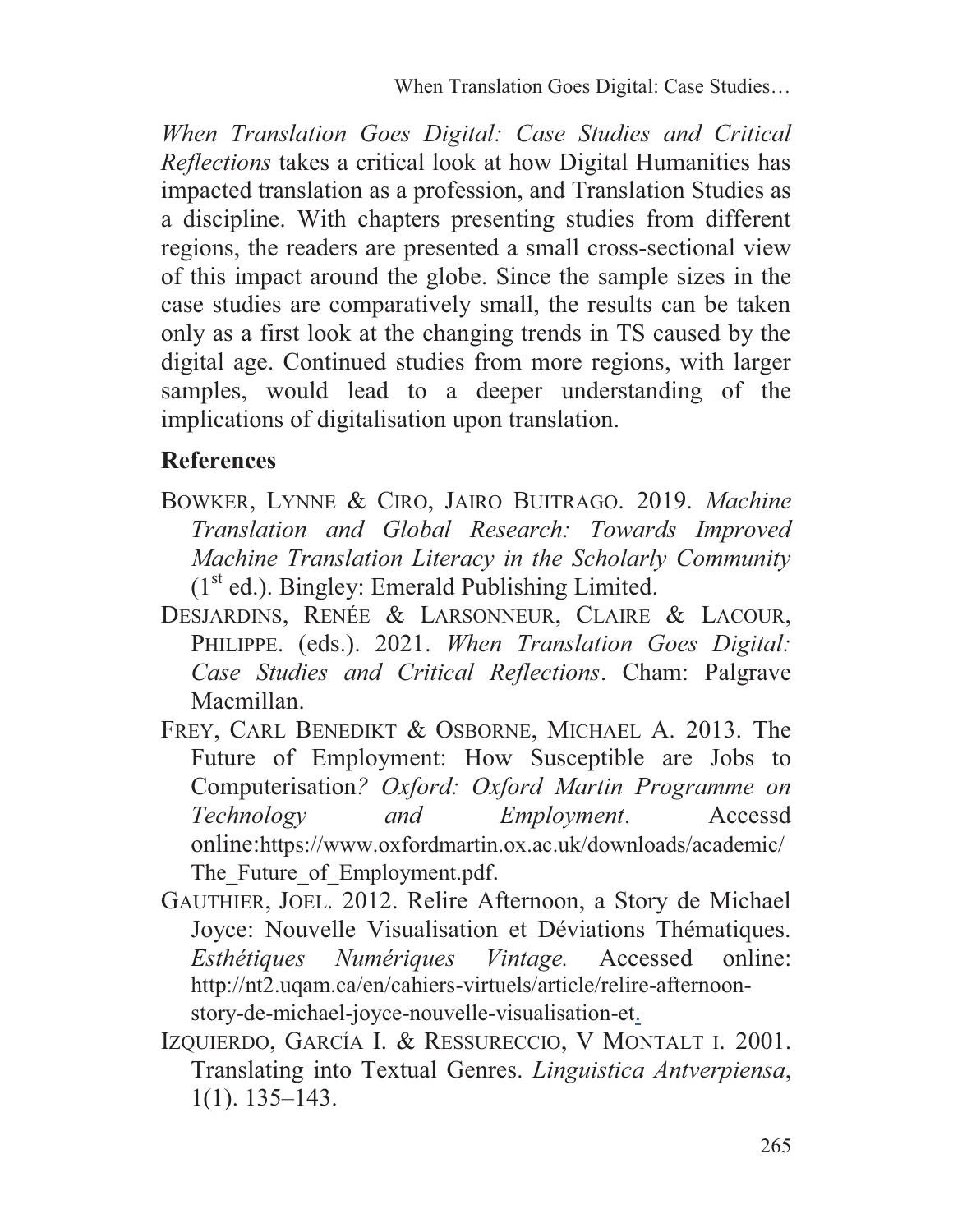*When Translation Goes Digital: Case Studies and Critical Reflections* takes a critical look at how Digital Humanities has impacted translation as a profession, and Translation Studies as a discipline. With chapters presenting studies from different regions, the readers are presented a small cross-sectional view of this impact around the globe. Since the sample sizes in the case studies are comparatively small, the results can be taken only as a first look at the changing trends in TS caused by the digital age. Continued studies from more regions, with larger samples, would lead to a deeper understanding of the implications of digitalisation upon translation.

## References

Bowker, Lynne & Ciro, Jairo Buitrago. 2019. *Machine Translation and Global Research: Towards Improved Machine Translation Literacy in the Scholarly Community* (1st ed.). Bingley: Emerald Publishing Limited.

Desjardins, Renée & Larsonneur, Claire & Lacour, Philippe. (eds.). 2021. *When Translation Goes Digital: Case Studies and Critical Reflections*. Cham: Palgrave Macmillan.

Frey, Carl Benedikt & Osborne, Michael A. 2013. The Future of Employment: How Susceptible are Jobs to Computerisation*? Oxford: Oxford Martin Programme on Technology and Employment*. Accessd online:https://www.oxfordmartin.ox.ac.uk/downloads/academic/The_Future_of_Employment.pdf.

Gauthier, Joel. 2012. Relire Afternoon, a Story de Michael Joyce: Nouvelle Visualisation et Déviations Thématiques. *Esthétiques Numériques Vintage.* Accessed online: http://nt2.uqam.ca/en/cahiers-virtuels/article/relire-afternoon-story-de-michael-joyce-nouvelle-visualisation-et.

Izquierdo, García I. & Ressureccio, V Montalt i. 2001. Translating into Textual Genres. *Linguistica Antverpiensa*, 1(1). 135–143.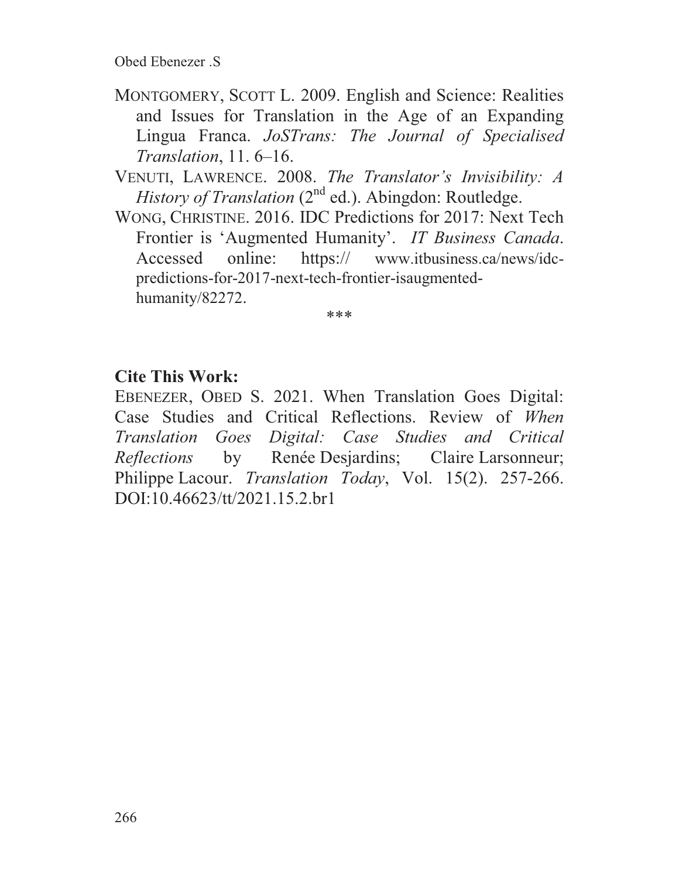MONTGOMERY, SCOTT L. 2009. English and Science: Realities and Issues for Translation in the Age of an Expanding Lingua Franca. *JoSTrans: The Journal of Specialised Translation*, 11. 6–16.

VENUTI, LAWRENCE. 2008. *The Translator's Invisibility: A History of Translation* (2nd ed.). Abingdon: Routledge.

WONG, CHRISTINE. 2016. IDC Predictions for 2017: Next Tech Frontier is 'Augmented Humanity'. *IT Business Canada*. Accessed online: https:// www.itbusiness.ca/news/idc-predictions-for-2017-next-tech-frontier-isaugmented-humanity/82272.

\*\*\*

**Cite This Work:**

EBENEZER, OBED S. 2021. When Translation Goes Digital: Case Studies and Critical Reflections. Review of *When Translation Goes Digital: Case Studies and Critical Reflections* by Renée Desjardins; Claire Larsonneur; Philippe Lacour. *Translation Today*, Vol. 15(2). 257-266. DOI:10.46623/tt/2021.15.2.br1